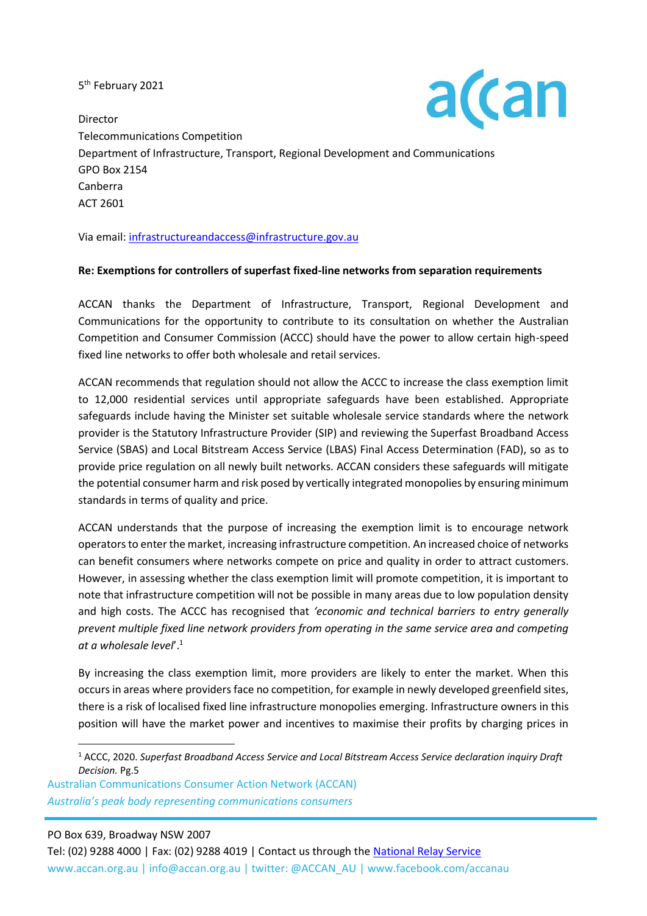5th February 2021

Director
Telecommunications Competition
Department of Infrastructure, Transport, Regional Development and Communications
GPO Box 2154
Canberra
ACT 2601

Via email: infrastructureandaccess@infrastructure.gov.au

**Re: Exemptions for controllers of superfast fixed-line networks from separation requirements**

ACCAN thanks the Department of Infrastructure, Transport, Regional Development and Communications for the opportunity to contribute to its consultation on whether the Australian Competition and Consumer Commission (ACCC) should have the power to allow certain high-speed fixed line networks to offer both wholesale and retail services.

ACCAN recommends that regulation should not allow the ACCC to increase the class exemption limit to 12,000 residential services until appropriate safeguards have been established. Appropriate safeguards include having the Minister set suitable wholesale service standards where the network provider is the Statutory Infrastructure Provider (SIP) and reviewing the Superfast Broadband Access Service (SBAS) and Local Bitstream Access Service (LBAS) Final Access Determination (FAD), so as to provide price regulation on all newly built networks. ACCAN considers these safeguards will mitigate the potential consumer harm and risk posed by vertically integrated monopolies by ensuring minimum standards in terms of quality and price.

ACCAN understands that the purpose of increasing the exemption limit is to encourage network operators to enter the market, increasing infrastructure competition. An increased choice of networks can benefit consumers where networks compete on price and quality in order to attract customers. However, in assessing whether the class exemption limit will promote competition, it is important to note that infrastructure competition will not be possible in many areas due to low population density and high costs. The ACCC has recognised that *'economic and technical barriers to entry generally prevent multiple fixed line network providers from operating in the same service area and competing at a wholesale level'*.[1]

By increasing the class exemption limit, more providers are likely to enter the market. When this occurs in areas where providers face no competition, for example in newly developed greenfield sites, there is a risk of localised fixed line infrastructure monopolies emerging. Infrastructure owners in this position will have the market power and incentives to maximise their profits by charging prices in

[1] ACCC, 2020. *Superfast Broadband Access Service and Local Bitstream Access Service declaration inquiry Draft Decision.* Pg.5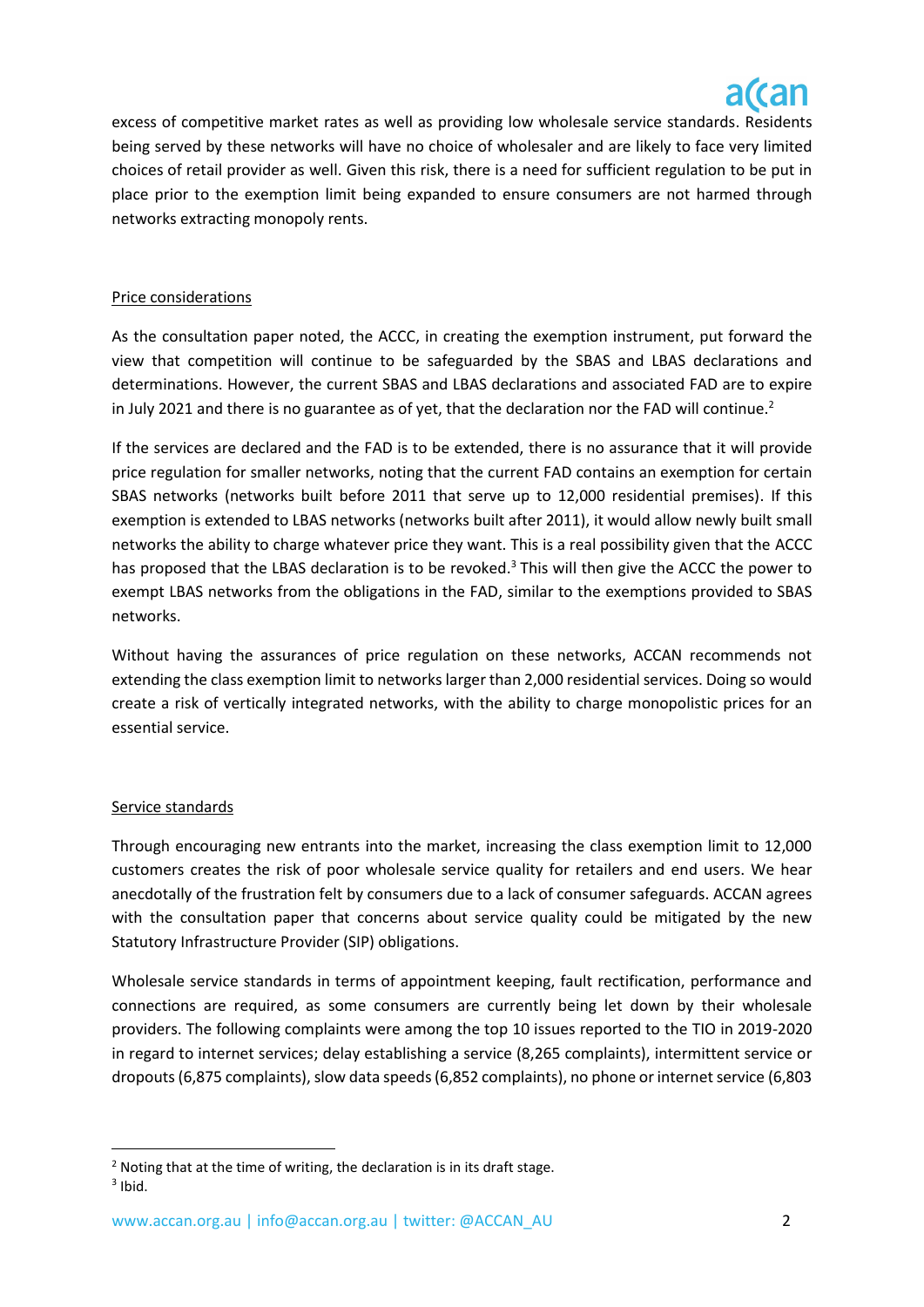excess of competitive market rates as well as providing low wholesale service standards. Residents being served by these networks will have no choice of wholesaler and are likely to face very limited choices of retail provider as well. Given this risk, there is a need for sufficient regulation to be put in place prior to the exemption limit being expanded to ensure consumers are not harmed through networks extracting monopoly rents.

## Price considerations

As the consultation paper noted, the ACCC, in creating the exemption instrument, put forward the view that competition will continue to be safeguarded by the SBAS and LBAS declarations and determinations. However, the current SBAS and LBAS declarations and associated FAD are to expire in July 2021 and there is no guarantee as of yet, that the declaration nor the FAD will continue.[2]

If the services are declared and the FAD is to be extended, there is no assurance that it will provide price regulation for smaller networks, noting that the current FAD contains an exemption for certain SBAS networks (networks built before 2011 that serve up to 12,000 residential premises). If this exemption is extended to LBAS networks (networks built after 2011), it would allow newly built small networks the ability to charge whatever price they want. This is a real possibility given that the ACCC has proposed that the LBAS declaration is to be revoked.[3] This will then give the ACCC the power to exempt LBAS networks from the obligations in the FAD, similar to the exemptions provided to SBAS networks.

Without having the assurances of price regulation on these networks, ACCAN recommends not extending the class exemption limit to networks larger than 2,000 residential services. Doing so would create a risk of vertically integrated networks, with the ability to charge monopolistic prices for an essential service.

## Service standards

Through encouraging new entrants into the market, increasing the class exemption limit to 12,000 customers creates the risk of poor wholesale service quality for retailers and end users. We hear anecdotally of the frustration felt by consumers due to a lack of consumer safeguards. ACCAN agrees with the consultation paper that concerns about service quality could be mitigated by the new Statutory Infrastructure Provider (SIP) obligations.

Wholesale service standards in terms of appointment keeping, fault rectification, performance and connections are required, as some consumers are currently being let down by their wholesale providers. The following complaints were among the top 10 issues reported to the TIO in 2019-2020 in regard to internet services; delay establishing a service (8,265 complaints), intermittent service or dropouts (6,875 complaints), slow data speeds (6,852 complaints), no phone or internet service (6,803

[2] Noting that at the time of writing, the declaration is in its draft stage.

[3] Ibid.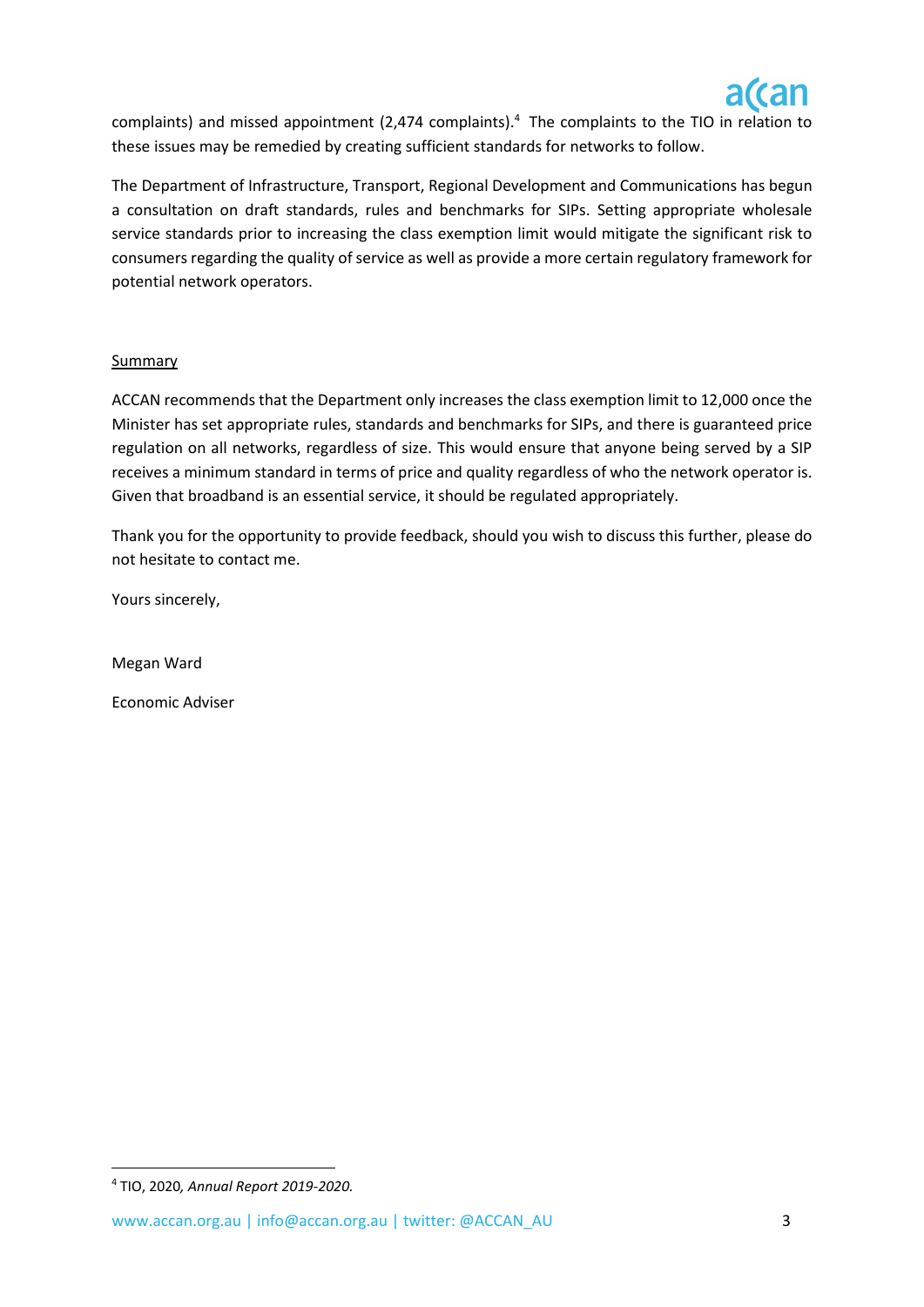complaints) and missed appointment (2,474 complaints).[4] The complaints to the TIO in relation to these issues may be remedied by creating sufficient standards for networks to follow.

The Department of Infrastructure, Transport, Regional Development and Communications has begun a consultation on draft standards, rules and benchmarks for SIPs. Setting appropriate wholesale service standards prior to increasing the class exemption limit would mitigate the significant risk to consumers regarding the quality of service as well as provide a more certain regulatory framework for potential network operators.

## Summary

ACCAN recommends that the Department only increases the class exemption limit to 12,000 once the Minister has set appropriate rules, standards and benchmarks for SIPs, and there is guaranteed price regulation on all networks, regardless of size. This would ensure that anyone being served by a SIP receives a minimum standard in terms of price and quality regardless of who the network operator is. Given that broadband is an essential service, it should be regulated appropriately.

Thank you for the opportunity to provide feedback, should you wish to discuss this further, please do not hesitate to contact me.

Yours sincerely,

Megan Ward

Economic Adviser

---

[4] TIO, 2020, *Annual Report 2019-2020.*